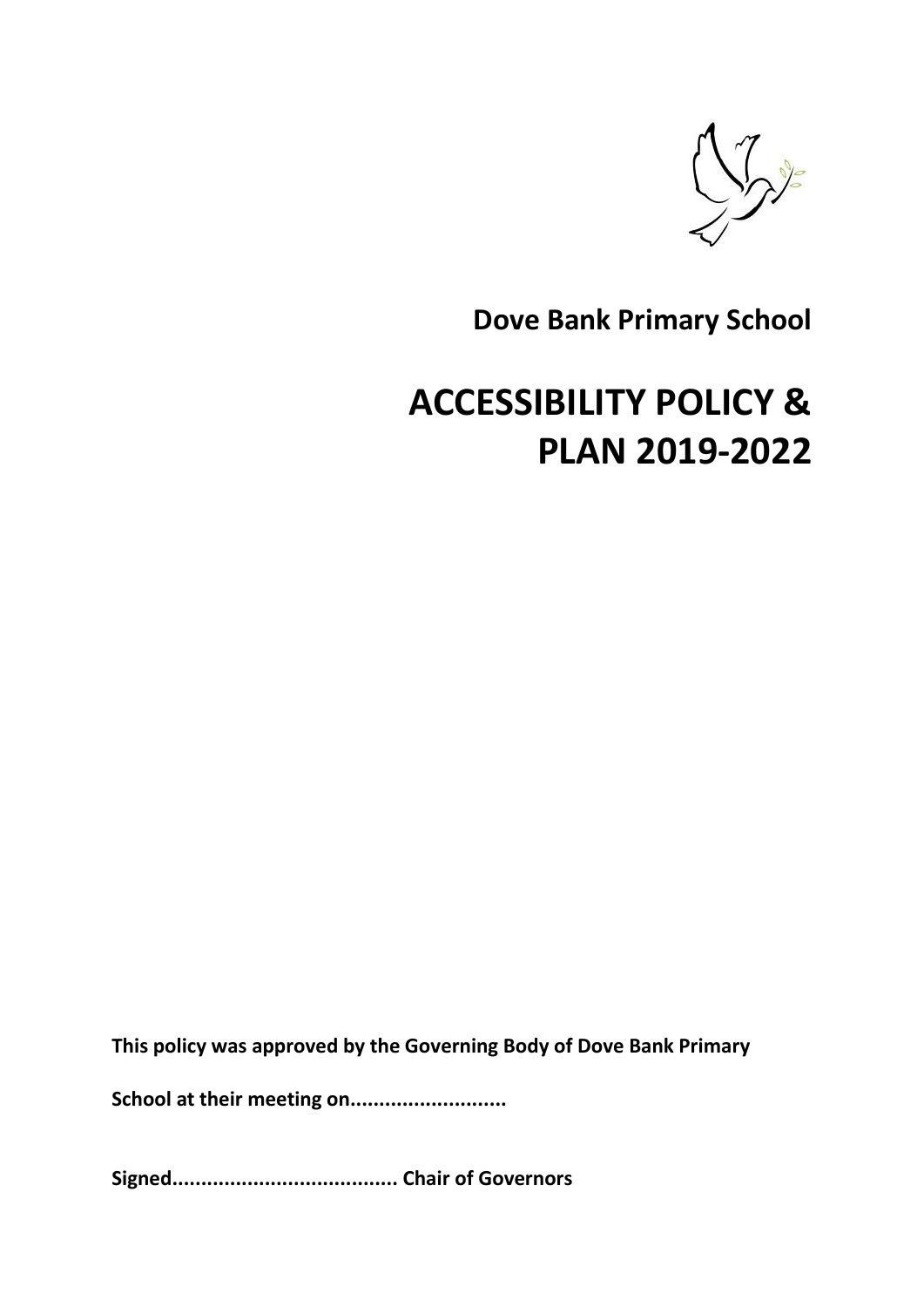**Dove Bank Primary School**

# ACCESSIBILITY POLICY & PLAN 2019-2022

**This policy was approved by the Governing Body of Dove Bank Primary School at their meeting on..........................**

**Signed...................................... Chair of Governors**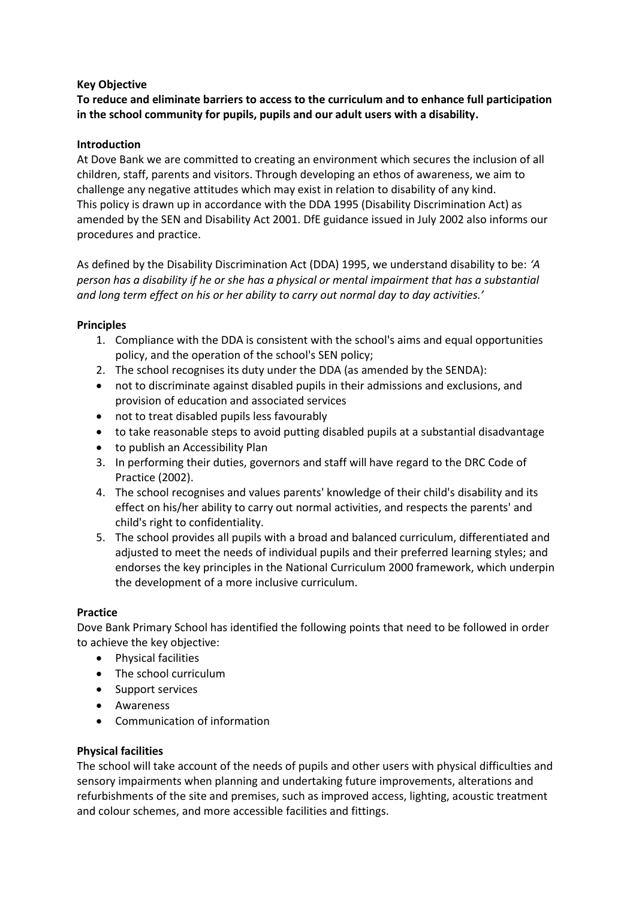**Key Objective**

**To reduce and eliminate barriers to access to the curriculum and to enhance full participation in the school community for pupils, pupils and our adult users with a disability.**

**Introduction**

At Dove Bank we are committed to creating an environment which secures the inclusion of all children, staff, parents and visitors. Through developing an ethos of awareness, we aim to challenge any negative attitudes which may exist in relation to disability of any kind.
This policy is drawn up in accordance with the DDA 1995 (Disability Discrimination Act) as amended by the SEN and Disability Act 2001. DfE guidance issued in July 2002 also informs our procedures and practice.

As defined by the Disability Discrimination Act (DDA) 1995, we understand disability to be: *'A person has a disability if he or she has a physical or mental impairment that has a substantial and long term effect on his or her ability to carry out normal day to day activities.'*

**Principles**

1. Compliance with the DDA is consistent with the school's aims and equal opportunities policy, and the operation of the school's SEN policy;
2. The school recognises its duty under the DDA (as amended by the SENDA):
   - not to discriminate against disabled pupils in their admissions and exclusions, and provision of education and associated services
   - not to treat disabled pupils less favourably
   - to take reasonable steps to avoid putting disabled pupils at a substantial disadvantage
   - to publish an Accessibility Plan
3. In performing their duties, governors and staff will have regard to the DRC Code of Practice (2002).
4. The school recognises and values parents' knowledge of their child's disability and its effect on his/her ability to carry out normal activities, and respects the parents' and child's right to confidentiality.
5. The school provides all pupils with a broad and balanced curriculum, differentiated and adjusted to meet the needs of individual pupils and their preferred learning styles; and endorses the key principles in the National Curriculum 2000 framework, which underpin the development of a more inclusive curriculum.

**Practice**

Dove Bank Primary School has identified the following points that need to be followed in order to achieve the key objective:

- Physical facilities
- The school curriculum
- Support services
- Awareness
- Communication of information

**Physical facilities**

The school will take account of the needs of pupils and other users with physical difficulties and sensory impairments when planning and undertaking future improvements, alterations and refurbishments of the site and premises, such as improved access, lighting, acoustic treatment and colour schemes, and more accessible facilities and fittings.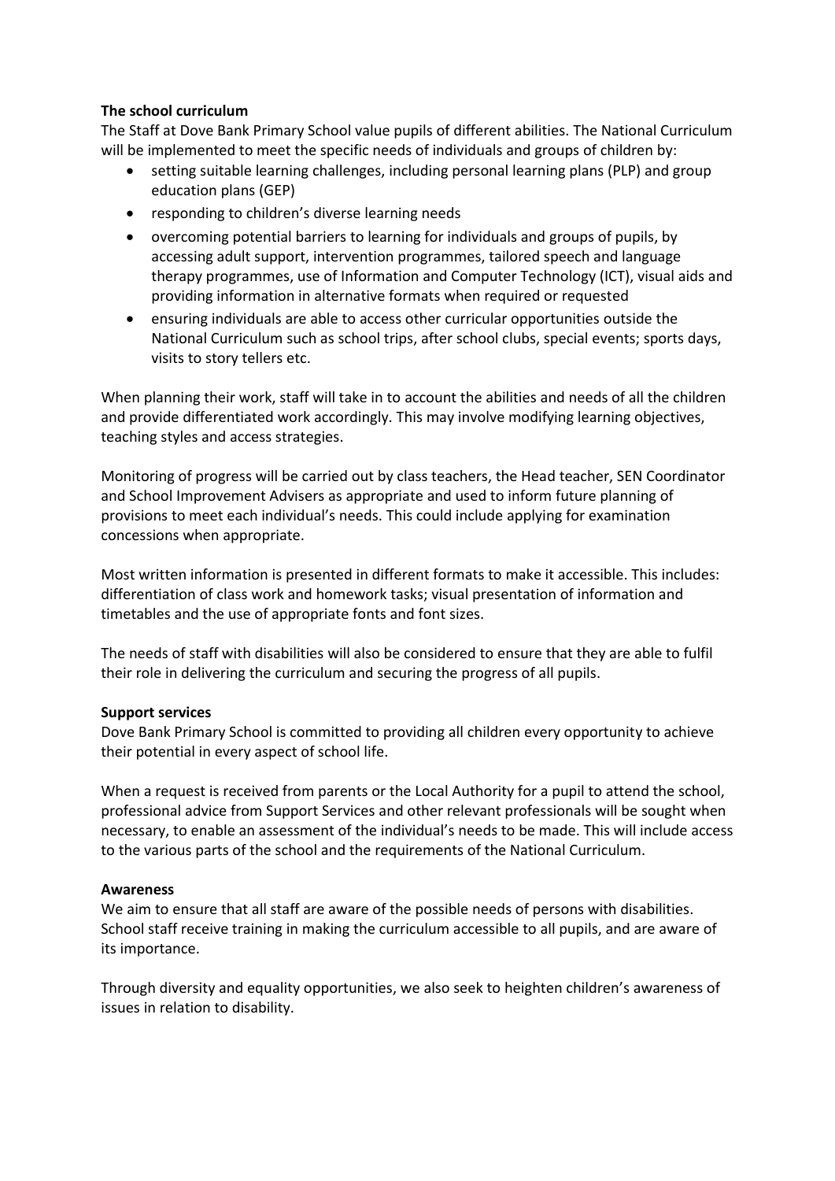**The school curriculum**

The Staff at Dove Bank Primary School value pupils of different abilities. The National Curriculum will be implemented to meet the specific needs of individuals and groups of children by:

- setting suitable learning challenges, including personal learning plans (PLP) and group education plans (GEP)
- responding to children's diverse learning needs
- overcoming potential barriers to learning for individuals and groups of pupils, by accessing adult support, intervention programmes, tailored speech and language therapy programmes, use of Information and Computer Technology (ICT), visual aids and providing information in alternative formats when required or requested
- ensuring individuals are able to access other curricular opportunities outside the National Curriculum such as school trips, after school clubs, special events; sports days, visits to story tellers etc.

When planning their work, staff will take in to account the abilities and needs of all the children and provide differentiated work accordingly. This may involve modifying learning objectives, teaching styles and access strategies.

Monitoring of progress will be carried out by class teachers, the Head teacher, SEN Coordinator and School Improvement Advisers as appropriate and used to inform future planning of provisions to meet each individual's needs. This could include applying for examination concessions when appropriate.

Most written information is presented in different formats to make it accessible. This includes: differentiation of class work and homework tasks; visual presentation of information and timetables and the use of appropriate fonts and font sizes.

The needs of staff with disabilities will also be considered to ensure that they are able to fulfil their role in delivering the curriculum and securing the progress of all pupils.

**Support services**

Dove Bank Primary School is committed to providing all children every opportunity to achieve their potential in every aspect of school life.

When a request is received from parents or the Local Authority for a pupil to attend the school, professional advice from Support Services and other relevant professionals will be sought when necessary, to enable an assessment of the individual's needs to be made. This will include access to the various parts of the school and the requirements of the National Curriculum.

**Awareness**

We aim to ensure that all staff are aware of the possible needs of persons with disabilities. School staff receive training in making the curriculum accessible to all pupils, and are aware of its importance.

Through diversity and equality opportunities, we also seek to heighten children's awareness of issues in relation to disability.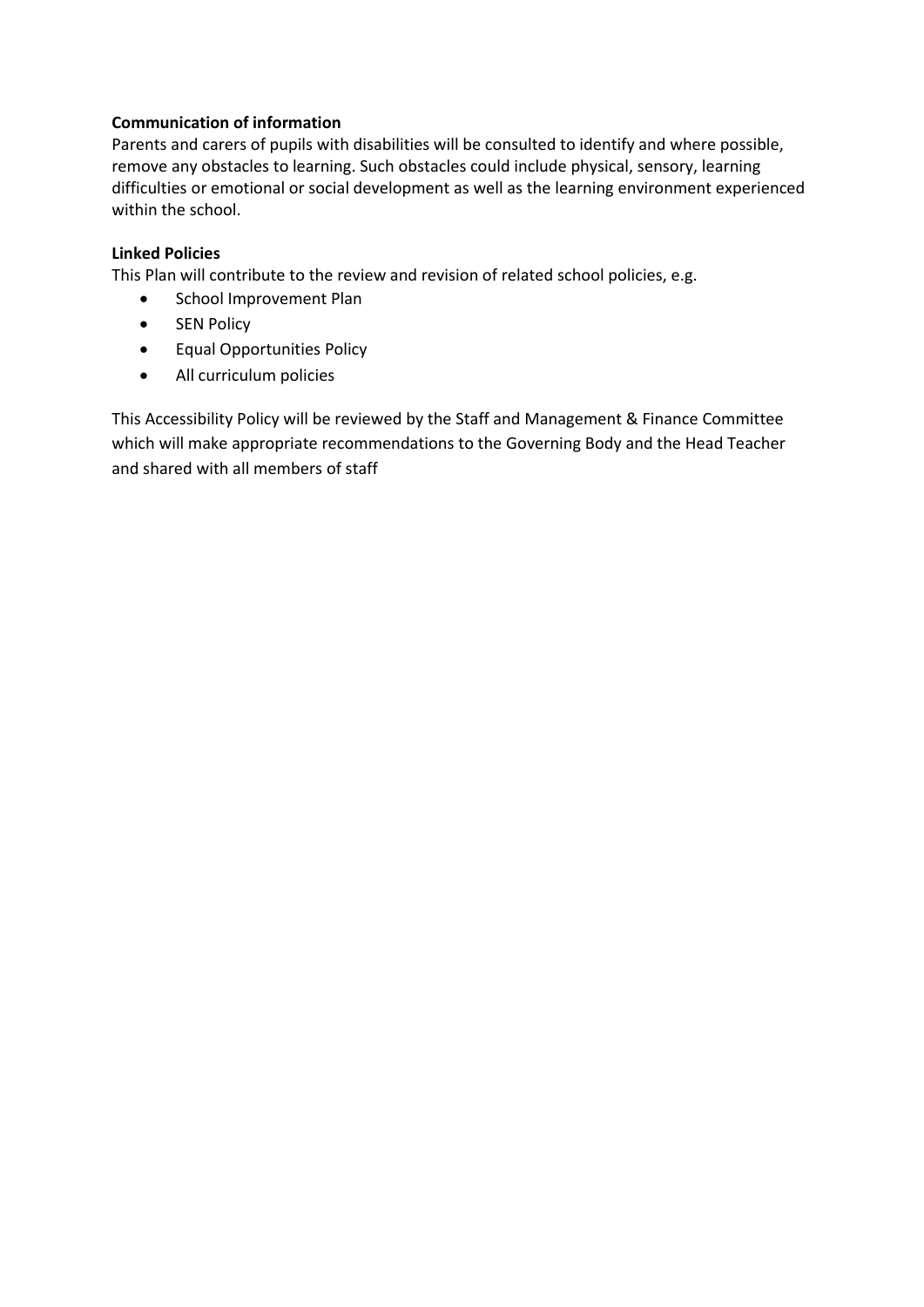**Communication of information**

Parents and carers of pupils with disabilities will be consulted to identify and where possible, remove any obstacles to learning. Such obstacles could include physical, sensory, learning difficulties or emotional or social development as well as the learning environment experienced within the school.

**Linked Policies**

This Plan will contribute to the review and revision of related school policies, e.g.

- School Improvement Plan
- SEN Policy
- Equal Opportunities Policy
- All curriculum policies

This Accessibility Policy will be reviewed by the Staff and Management & Finance Committee which will make appropriate recommendations to the Governing Body and the Head Teacher and shared with all members of staff